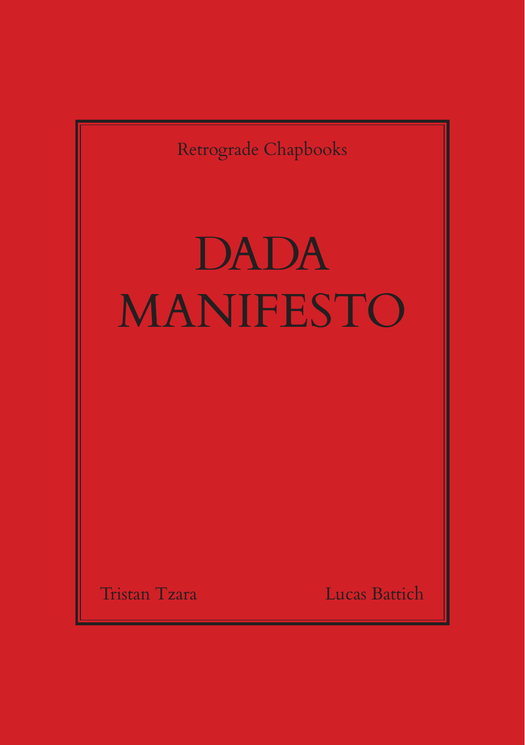Retrograde Chapbooks

# DADA MANIFESTO

Tristan Tzara

Lucas Battich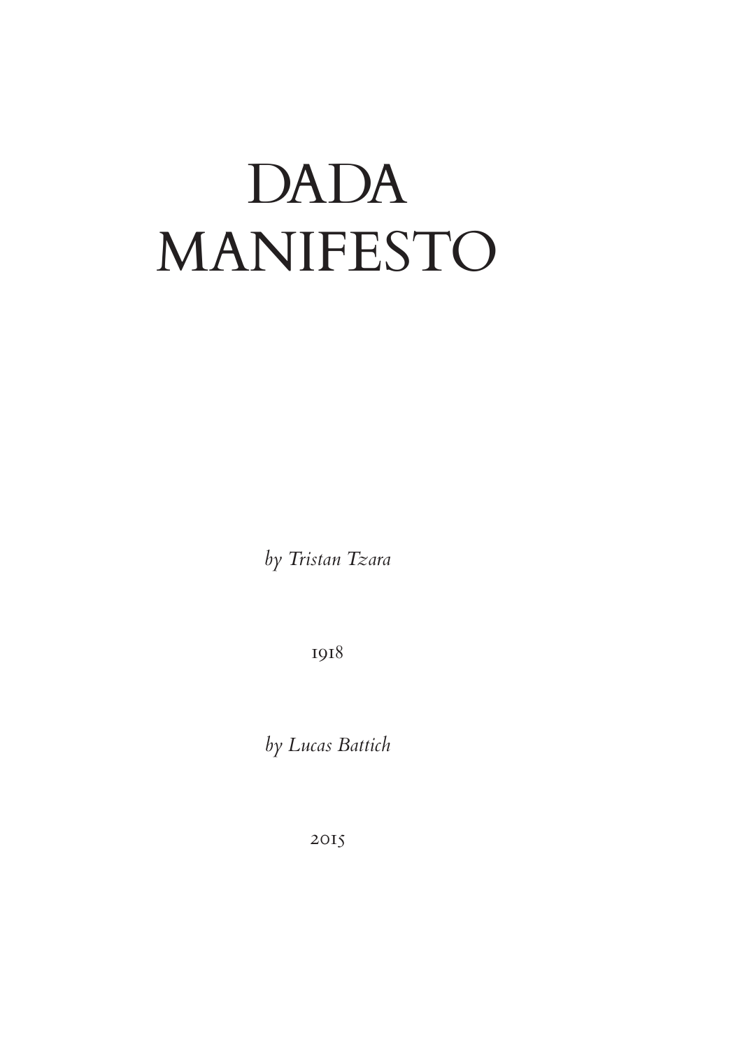# DADA MANIFESTO

*by Tristan Tzara*

1918

*by Lucas Battich*

2015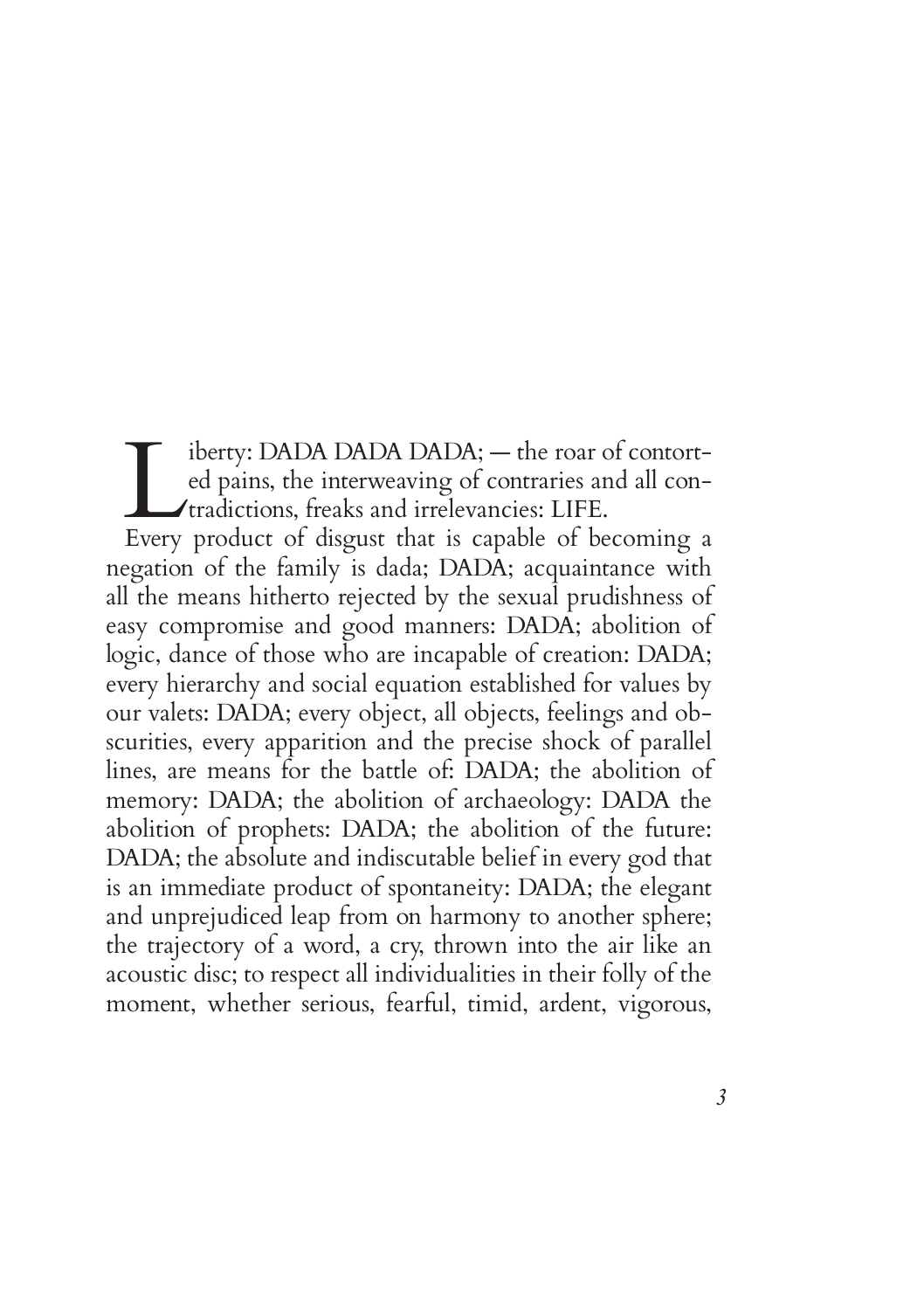Liberty: DADA DADA DADA; — the roar of contorted pains, the interweaving of contraries and all contradictions, freaks and irrelevancies: LIFE.

Every product of disgust that is capable of becoming a negation of the family is dada; DADA; acquaintance with all the means hitherto rejected by the sexual prudishness of easy compromise and good manners: DADA; abolition of logic, dance of those who are incapable of creation: DADA; every hierarchy and social equation established for values by our valets: DADA; every object, all objects, feelings and obscurities, every apparition and the precise shock of parallel lines, are means for the battle of: DADA; the abolition of memory: DADA; the abolition of archaeology: DADA the abolition of prophets: DADA; the abolition of the future: DADA; the absolute and indiscutable belief in every god that is an immediate product of spontaneity: DADA; the elegant and unprejudiced leap from on harmony to another sphere; the trajectory of a word, a cry, thrown into the air like an acoustic disc; to respect all individualities in their folly of the moment, whether serious, fearful, timid, ardent, vigorous,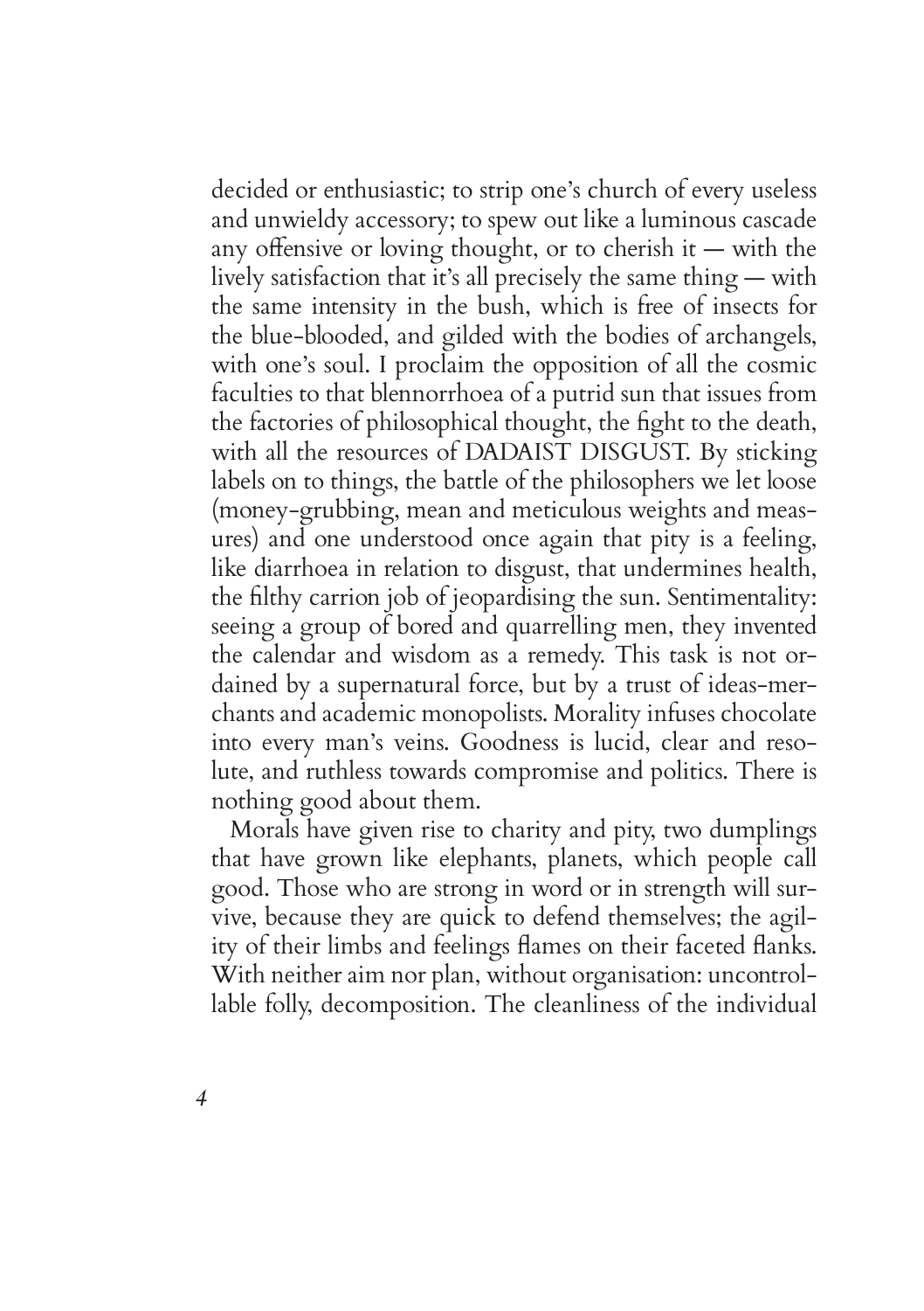decided or enthusiastic; to strip one's church of every useless and unwieldy accessory; to spew out like a luminous cascade any offensive or loving thought, or to cherish it — with the lively satisfaction that it's all precisely the same thing — with the same intensity in the bush, which is free of insects for the blue-blooded, and gilded with the bodies of archangels, with one's soul. I proclaim the opposition of all the cosmic faculties to that blennorrhoea of a putrid sun that issues from the factories of philosophical thought, the fight to the death, with all the resources of DADAIST DISGUST. By sticking labels on to things, the battle of the philosophers we let loose (money-grubbing, mean and meticulous weights and measures) and one understood once again that pity is a feeling, like diarrhoea in relation to disgust, that undermines health, the filthy carrion job of jeopardising the sun. Sentimentality: seeing a group of bored and quarrelling men, they invented the calendar and wisdom as a remedy. This task is not ordained by a supernatural force, but by a trust of ideas-merchants and academic monopolists. Morality infuses chocolate into every man's veins. Goodness is lucid, clear and resolute, and ruthless towards compromise and politics. There is nothing good about them.

Morals have given rise to charity and pity, two dumplings that have grown like elephants, planets, which people call good. Those who are strong in word or in strength will survive, because they are quick to defend themselves; the agility of their limbs and feelings flames on their faceted flanks. With neither aim nor plan, without organisation: uncontrollable folly, decomposition. The cleanliness of the individual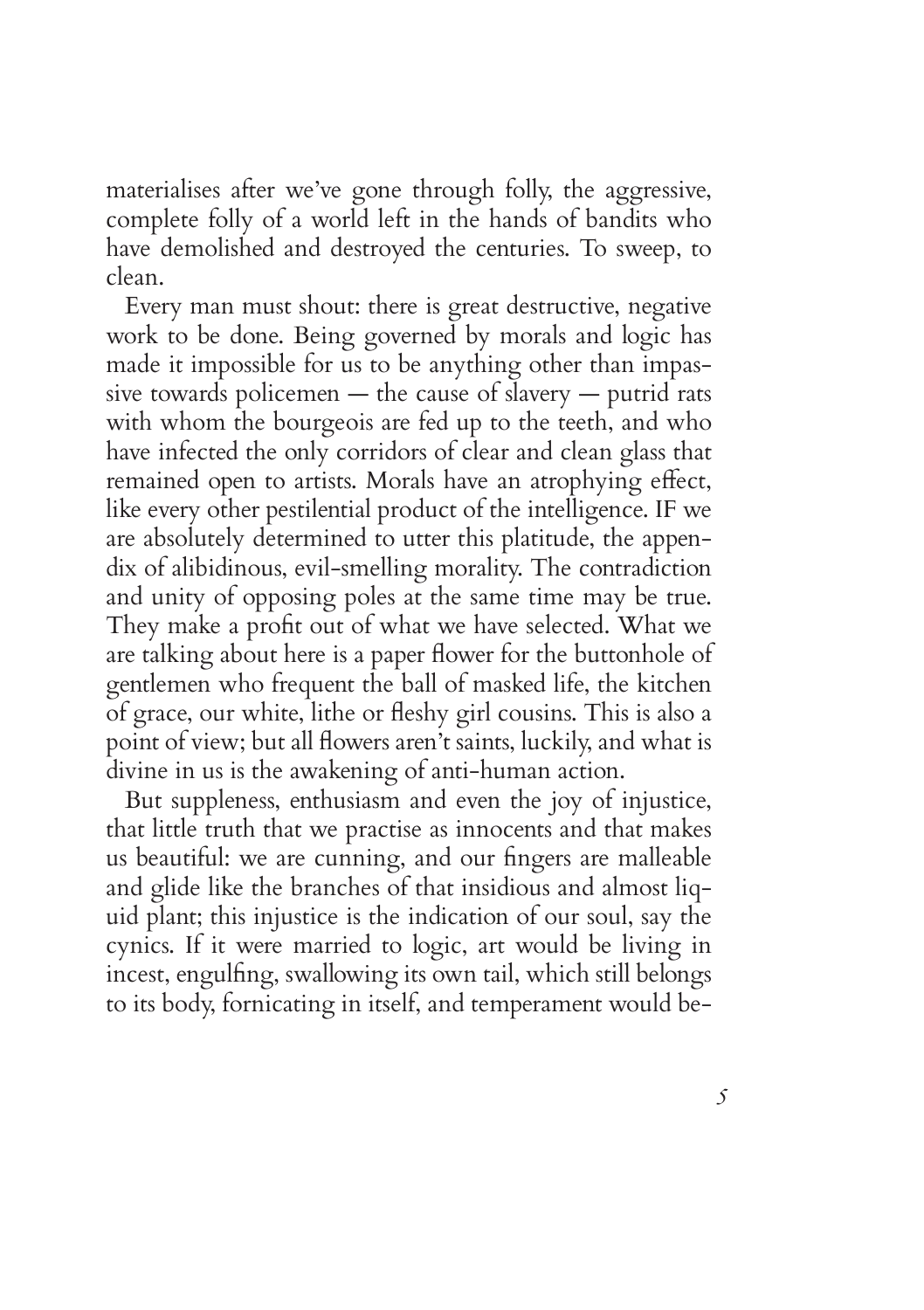materialises after we've gone through folly, the aggressive, complete folly of a world left in the hands of bandits who have demolished and destroyed the centuries. To sweep, to clean.

Every man must shout: there is great destructive, negative work to be done. Being governed by morals and logic has made it impossible for us to be anything other than impassive towards policemen — the cause of slavery — putrid rats with whom the bourgeois are fed up to the teeth, and who have infected the only corridors of clear and clean glass that remained open to artists. Morals have an atrophying effect, like every other pestilential product of the intelligence. IF we are absolutely determined to utter this platitude, the appendix of alibidinous, evil-smelling morality. The contradiction and unity of opposing poles at the same time may be true. They make a profit out of what we have selected. What we are talking about here is a paper flower for the buttonhole of gentlemen who frequent the ball of masked life, the kitchen of grace, our white, lithe or fleshy girl cousins. This is also a point of view; but all flowers aren't saints, luckily, and what is divine in us is the awakening of anti-human action.

But suppleness, enthusiasm and even the joy of injustice, that little truth that we practise as innocents and that makes us beautiful: we are cunning, and our fingers are malleable and glide like the branches of that insidious and almost liquid plant; this injustice is the indication of our soul, say the cynics. If it were married to logic, art would be living in incest, engulfing, swallowing its own tail, which still belongs to its body, fornicating in itself, and temperament would be-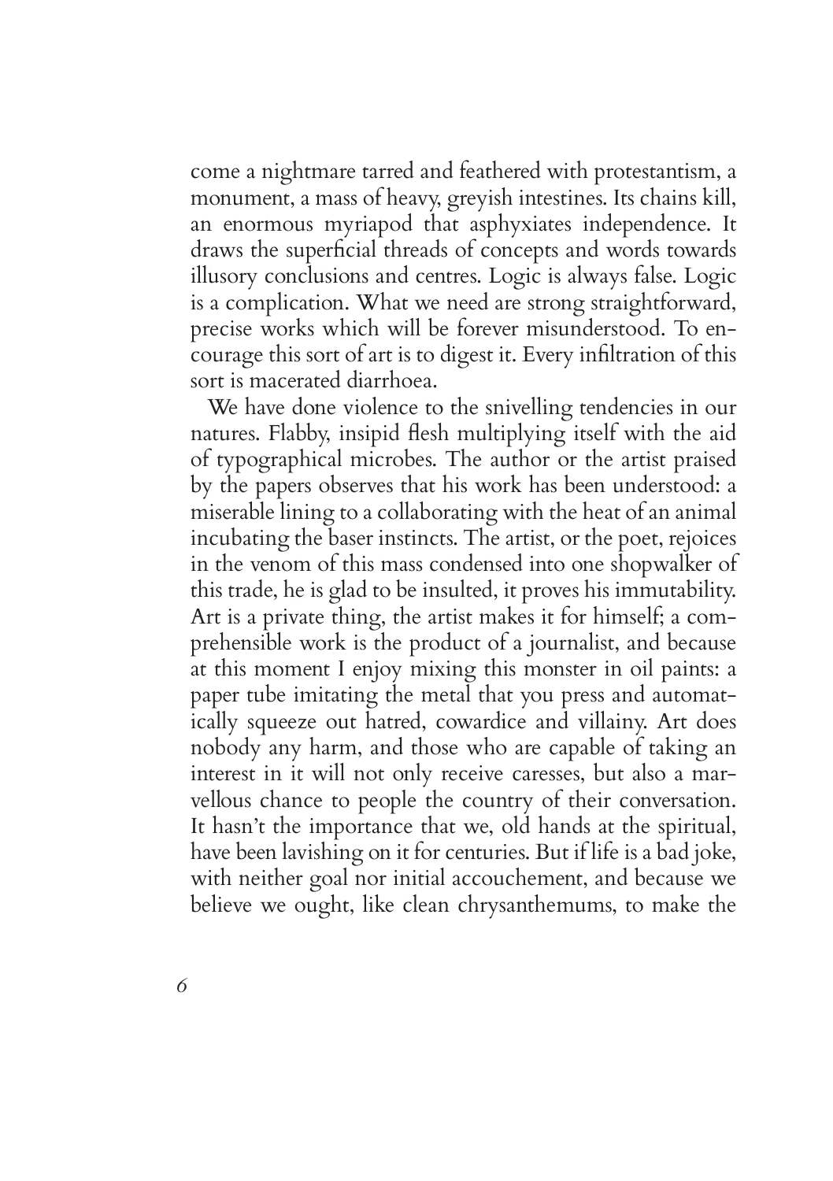come a nightmare tarred and feathered with protestantism, a monument, a mass of heavy, greyish intestines. Its chains kill, an enormous myriapod that asphyxiates independence. It draws the superficial threads of concepts and words towards illusory conclusions and centres. Logic is always false. Logic is a complication. What we need are strong straightforward, precise works which will be forever misunderstood. To encourage this sort of art is to digest it. Every infiltration of this sort is macerated diarrhoea.

We have done violence to the snivelling tendencies in our natures. Flabby, insipid flesh multiplying itself with the aid of typographical microbes. The author or the artist praised by the papers observes that his work has been understood: a miserable lining to a collaborating with the heat of an animal incubating the baser instincts. The artist, or the poet, rejoices in the venom of this mass condensed into one shopwalker of this trade, he is glad to be insulted, it proves his immutability. Art is a private thing, the artist makes it for himself; a comprehensible work is the product of a journalist, and because at this moment I enjoy mixing this monster in oil paints: a paper tube imitating the metal that you press and automatically squeeze out hatred, cowardice and villainy. Art does nobody any harm, and those who are capable of taking an interest in it will not only receive caresses, but also a marvellous chance to people the country of their conversation. It hasn't the importance that we, old hands at the spiritual, have been lavishing on it for centuries. But if life is a bad joke, with neither goal nor initial accouchement, and because we believe we ought, like clean chrysanthemums, to make the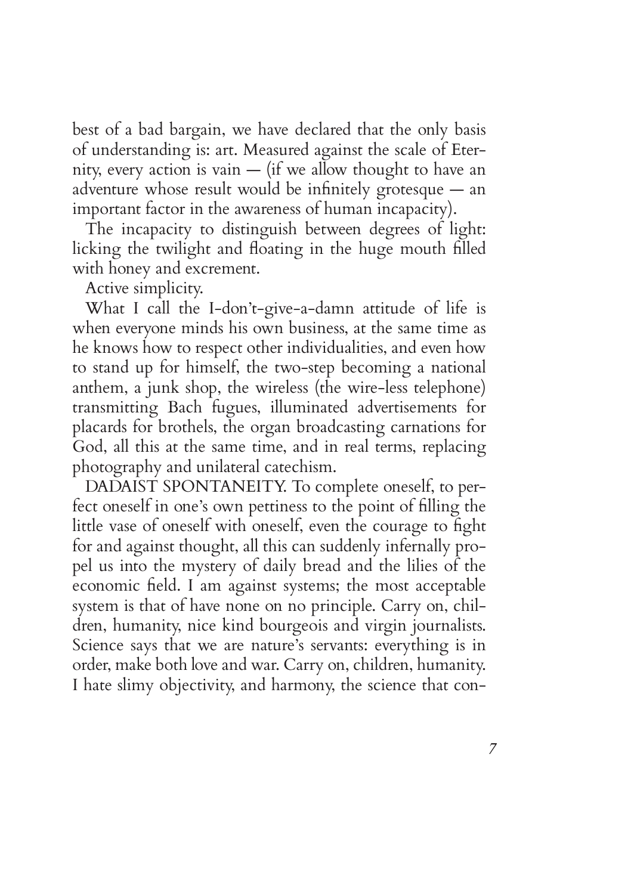best of a bad bargain, we have declared that the only basis of understanding is: art. Measured against the scale of Eternity, every action is vain — (if we allow thought to have an adventure whose result would be infinitely grotesque — an important factor in the awareness of human incapacity).

The incapacity to distinguish between degrees of light: licking the twilight and floating in the huge mouth filled with honey and excrement.

Active simplicity.

What I call the I-don't-give-a-damn attitude of life is when everyone minds his own business, at the same time as he knows how to respect other individualities, and even how to stand up for himself, the two-step becoming a national anthem, a junk shop, the wireless (the wire-less telephone) transmitting Bach fugues, illuminated advertisements for placards for brothels, the organ broadcasting carnations for God, all this at the same time, and in real terms, replacing photography and unilateral catechism.

DADAIST SPONTANEITY. To complete oneself, to perfect oneself in one's own pettiness to the point of filling the little vase of oneself with oneself, even the courage to fight for and against thought, all this can suddenly infernally propel us into the mystery of daily bread and the lilies of the economic field. I am against systems; the most acceptable system is that of have none on no principle. Carry on, children, humanity, nice kind bourgeois and virgin journalists. Science says that we are nature's servants: everything is in order, make both love and war. Carry on, children, humanity. I hate slimy objectivity, and harmony, the science that con-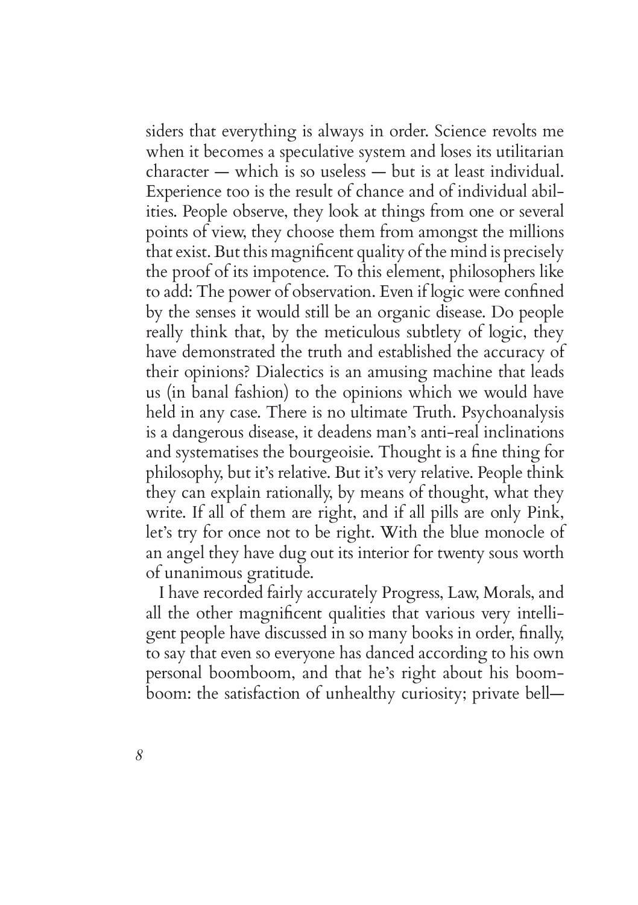siders that everything is always in order. Science revolts me when it becomes a speculative system and loses its utilitarian character — which is so useless — but is at least individual. Experience too is the result of chance and of individual abilities. People observe, they look at things from one or several points of view, they choose them from amongst the millions that exist. But this magnificent quality of the mind is precisely the proof of its impotence. To this element, philosophers like to add: The power of observation. Even if logic were confined by the senses it would still be an organic disease. Do people really think that, by the meticulous subtlety of logic, they have demonstrated the truth and established the accuracy of their opinions? Dialectics is an amusing machine that leads us (in banal fashion) to the opinions which we would have held in any case. There is no ultimate Truth. Psychoanalysis is a dangerous disease, it deadens man's anti-real inclinations and systematises the bourgeoisie. Thought is a fine thing for philosophy, but it's relative. But it's very relative. People think they can explain rationally, by means of thought, what they write. If all of them are right, and if all pills are only Pink, let's try for once not to be right. With the blue monocle of an angel they have dug out its interior for twenty sous worth of unanimous gratitude.

I have recorded fairly accurately Progress, Law, Morals, and all the other magnificent qualities that various very intelligent people have discussed in so many books in order, finally, to say that even so everyone has danced according to his own personal boomboom, and that he's right about his boomboom: the satisfaction of unhealthy curiosity; private bell—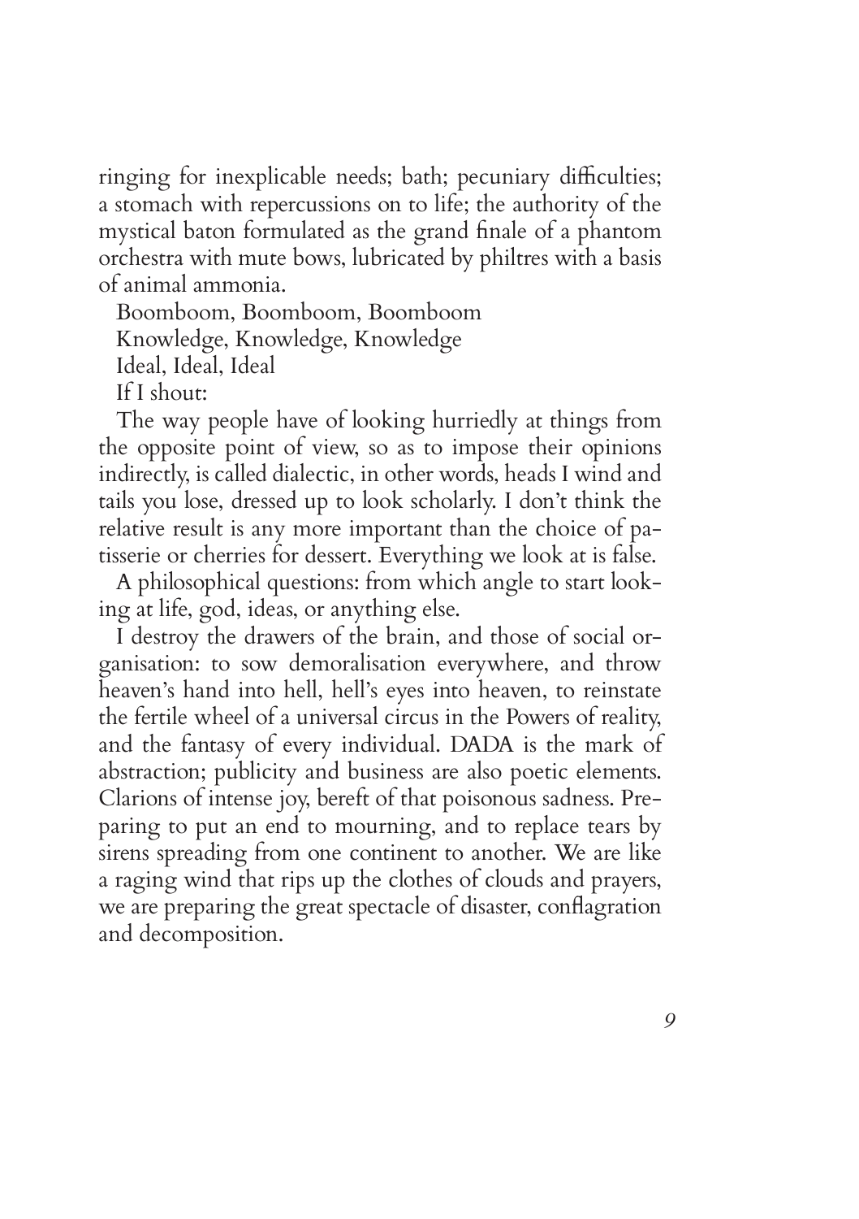ringing for inexplicable needs; bath; pecuniary difficulties; a stomach with repercussions on to life; the authority of the mystical baton formulated as the grand finale of a phantom orchestra with mute bows, lubricated by philtres with a basis of animal ammonia.

Boomboom, Boomboom, Boomboom

Knowledge, Knowledge, Knowledge

Ideal, Ideal, Ideal

If I shout:

The way people have of looking hurriedly at things from the opposite point of view, so as to impose their opinions indirectly, is called dialectic, in other words, heads I wind and tails you lose, dressed up to look scholarly. I don't think the relative result is any more important than the choice of patisserie or cherries for dessert. Everything we look at is false.

A philosophical questions: from which angle to start looking at life, god, ideas, or anything else.

I destroy the drawers of the brain, and those of social organisation: to sow demoralisation everywhere, and throw heaven's hand into hell, hell's eyes into heaven, to reinstate the fertile wheel of a universal circus in the Powers of reality, and the fantasy of every individual. DADA is the mark of abstraction; publicity and business are also poetic elements. Clarions of intense joy, bereft of that poisonous sadness. Preparing to put an end to mourning, and to replace tears by sirens spreading from one continent to another. We are like a raging wind that rips up the clothes of clouds and prayers, we are preparing the great spectacle of disaster, conflagration and decomposition.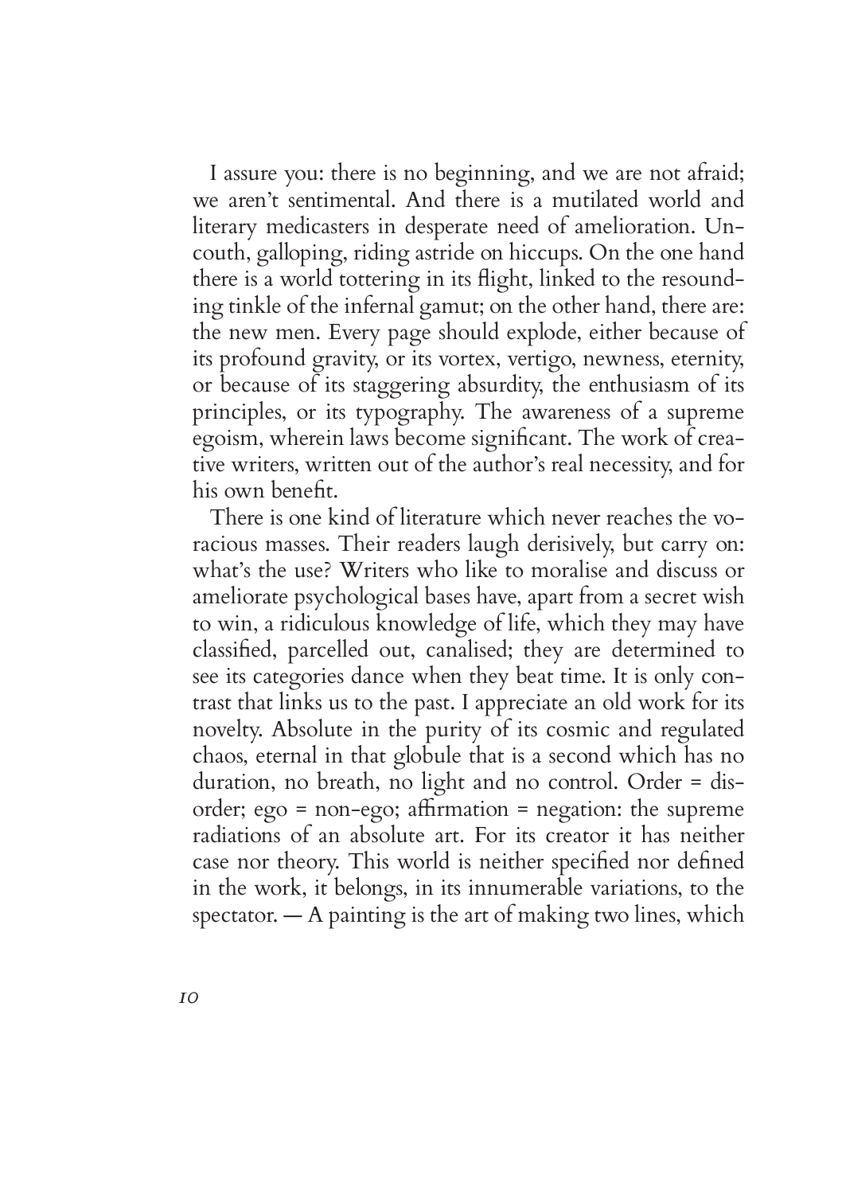I assure you: there is no beginning, and we are not afraid; we aren't sentimental. And there is a mutilated world and literary medicasters in desperate need of amelioration. Uncouth, galloping, riding astride on hiccups. On the one hand there is a world tottering in its flight, linked to the resounding tinkle of the infernal gamut; on the other hand, there are: the new men. Every page should explode, either because of its profound gravity, or its vortex, vertigo, newness, eternity, or because of its staggering absurdity, the enthusiasm of its principles, or its typography. The awareness of a supreme egoism, wherein laws become significant. The work of creative writers, written out of the author's real necessity, and for his own benefit.

There is one kind of literature which never reaches the voracious masses. Their readers laugh derisively, but carry on: what's the use? Writers who like to moralise and discuss or ameliorate psychological bases have, apart from a secret wish to win, a ridiculous knowledge of life, which they may have classified, parcelled out, canalised; they are determined to see its categories dance when they beat time. It is only contrast that links us to the past. I appreciate an old work for its novelty. Absolute in the purity of its cosmic and regulated chaos, eternal in that globule that is a second which has no duration, no breath, no light and no control. Order = disorder; ego = non-ego; affirmation = negation: the supreme radiations of an absolute art. For its creator it has neither case nor theory. This world is neither specified nor defined in the work, it belongs, in its innumerable variations, to the spectator. — A painting is the art of making two lines, which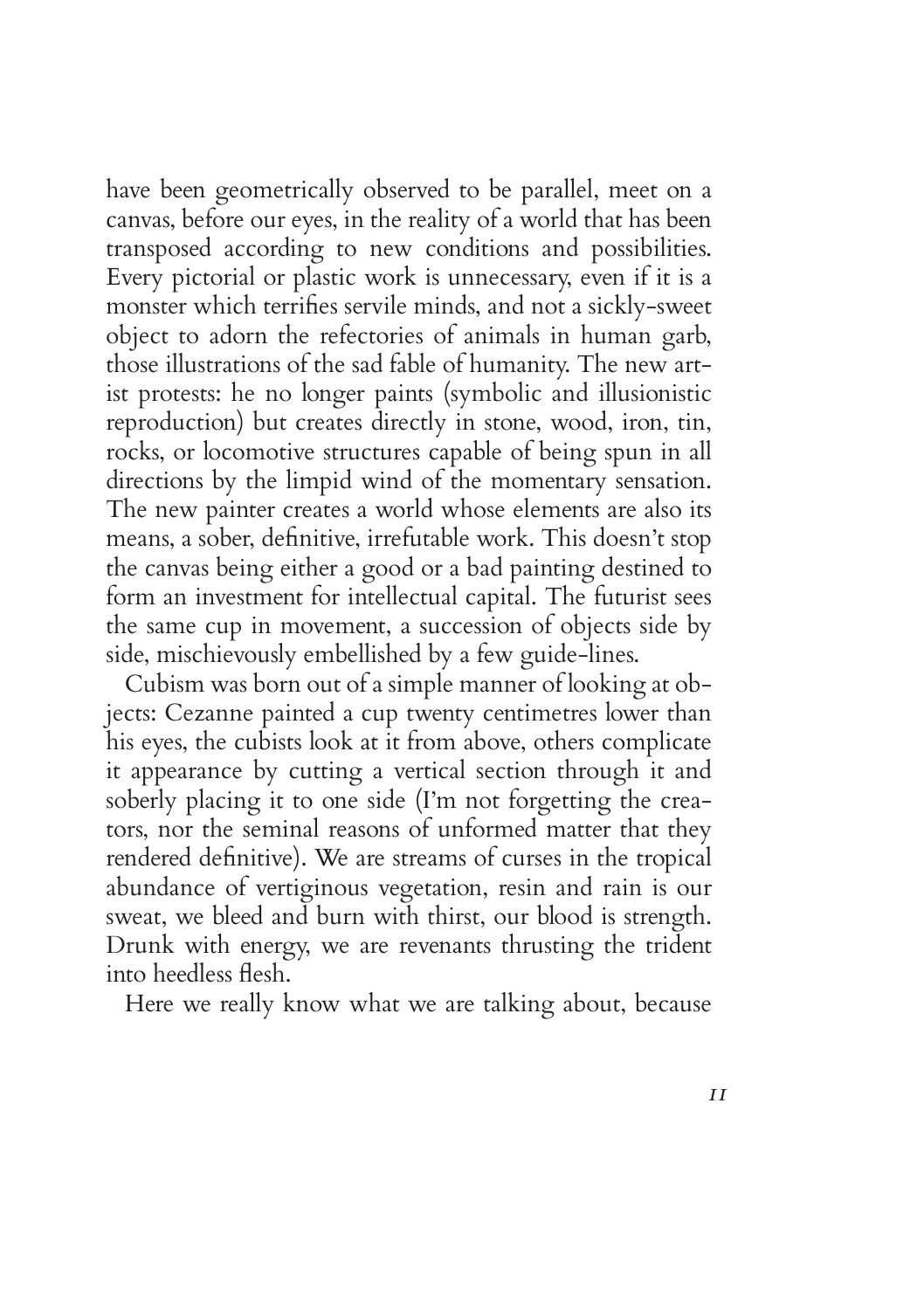have been geometrically observed to be parallel, meet on a canvas, before our eyes, in the reality of a world that has been transposed according to new conditions and possibilities. Every pictorial or plastic work is unnecessary, even if it is a monster which terrifies servile minds, and not a sickly-sweet object to adorn the refectories of animals in human garb, those illustrations of the sad fable of humanity. The new artist protests: he no longer paints (symbolic and illusionistic reproduction) but creates directly in stone, wood, iron, tin, rocks, or locomotive structures capable of being spun in all directions by the limpid wind of the momentary sensation. The new painter creates a world whose elements are also its means, a sober, definitive, irrefutable work. This doesn't stop the canvas being either a good or a bad painting destined to form an investment for intellectual capital. The futurist sees the same cup in movement, a succession of objects side by side, mischievously embellished by a few guide-lines.

Cubism was born out of a simple manner of looking at objects: Cezanne painted a cup twenty centimetres lower than his eyes, the cubists look at it from above, others complicate it appearance by cutting a vertical section through it and soberly placing it to one side (I'm not forgetting the creators, nor the seminal reasons of unformed matter that they rendered definitive). We are streams of curses in the tropical abundance of vertiginous vegetation, resin and rain is our sweat, we bleed and burn with thirst, our blood is strength. Drunk with energy, we are revenants thrusting the trident into heedless flesh.

Here we really know what we are talking about, because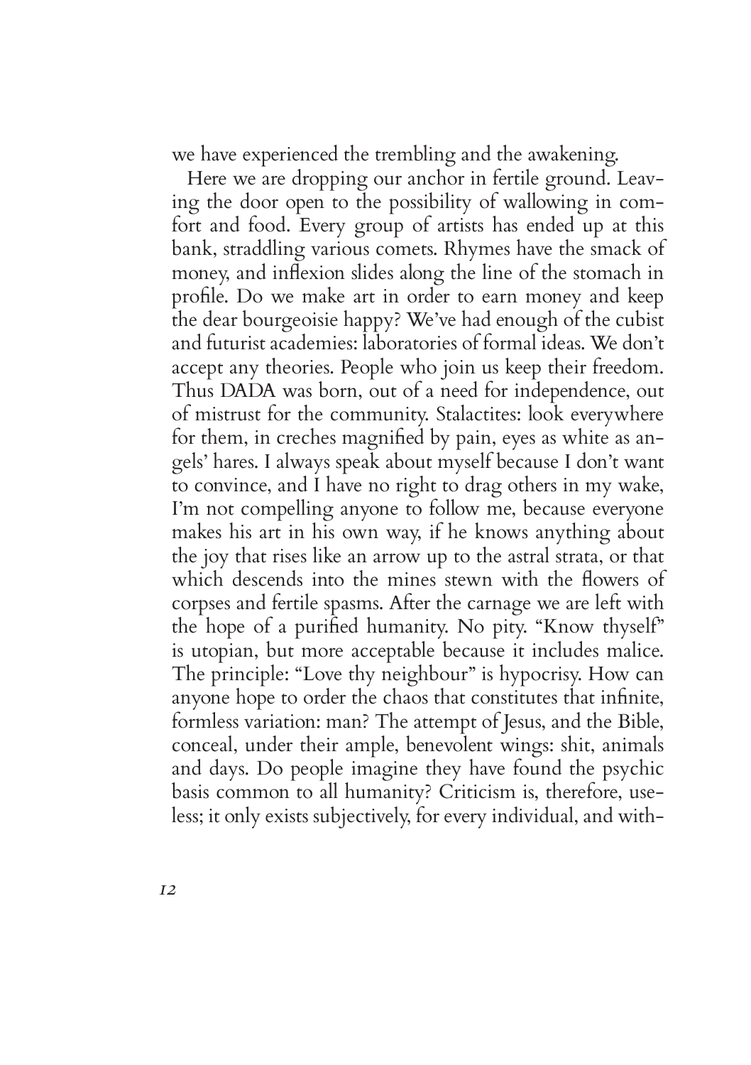we have experienced the trembling and the awakening.

Here we are dropping our anchor in fertile ground. Leaving the door open to the possibility of wallowing in comfort and food. Every group of artists has ended up at this bank, straddling various comets. Rhymes have the smack of money, and inflexion slides along the line of the stomach in profile. Do we make art in order to earn money and keep the dear bourgeoisie happy? We've had enough of the cubist and futurist academies: laboratories of formal ideas. We don't accept any theories. People who join us keep their freedom. Thus DADA was born, out of a need for independence, out of mistrust for the community. Stalactites: look everywhere for them, in creches magnified by pain, eyes as white as angels' hares. I always speak about myself because I don't want to convince, and I have no right to drag others in my wake, I'm not compelling anyone to follow me, because everyone makes his art in his own way, if he knows anything about the joy that rises like an arrow up to the astral strata, or that which descends into the mines stewn with the flowers of corpses and fertile spasms. After the carnage we are left with the hope of a purified humanity. No pity. "Know thyself" is utopian, but more acceptable because it includes malice. The principle: "Love thy neighbour" is hypocrisy. How can anyone hope to order the chaos that constitutes that infinite, formless variation: man? The attempt of Jesus, and the Bible, conceal, under their ample, benevolent wings: shit, animals and days. Do people imagine they have found the psychic basis common to all humanity? Criticism is, therefore, useless; it only exists subjectively, for every individual, and with-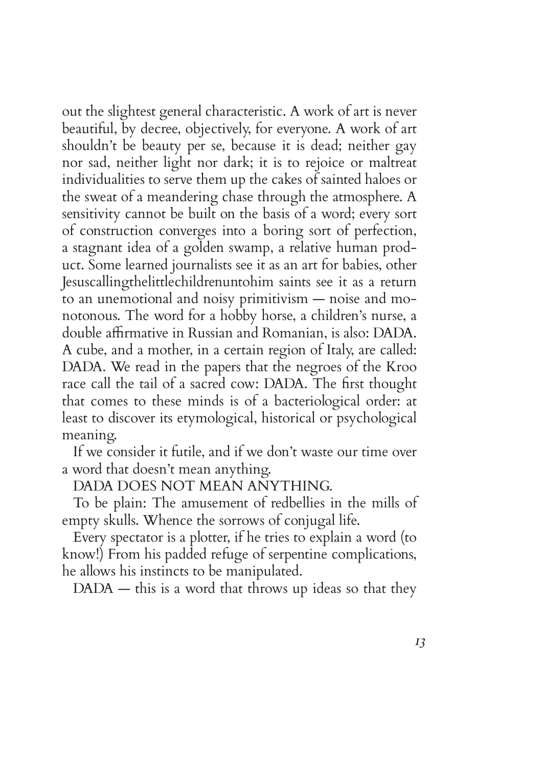out the slightest general characteristic. A work of art is never beautiful, by decree, objectively, for everyone. A work of art shouldn't be beauty per se, because it is dead; neither gay nor sad, neither light nor dark; it is to rejoice or maltreat individualities to serve them up the cakes of sainted haloes or the sweat of a meandering chase through the atmosphere. A sensitivity cannot be built on the basis of a word; every sort of construction converges into a boring sort of perfection, a stagnant idea of a golden swamp, a relative human product. Some learned journalists see it as an art for babies, other Jesuscallingthelittlechildrenuntohim saints see it as a return to an unemotional and noisy primitivism — noise and monotonous. The word for a hobby horse, a children's nurse, a double affirmative in Russian and Romanian, is also: DADA. A cube, and a mother, in a certain region of Italy, are called: DADA. We read in the papers that the negroes of the Kroo race call the tail of a sacred cow: DADA. The first thought that comes to these minds is of a bacteriological order: at least to discover its etymological, historical or psychological meaning.

If we consider it futile, and if we don't waste our time over a word that doesn't mean anything.

DADA DOES NOT MEAN ANYTHING.

To be plain: The amusement of redbellies in the mills of empty skulls. Whence the sorrows of conjugal life.

Every spectator is a plotter, if he tries to explain a word (to know!) From his padded refuge of serpentine complications, he allows his instincts to be manipulated.

DADA — this is a word that throws up ideas so that they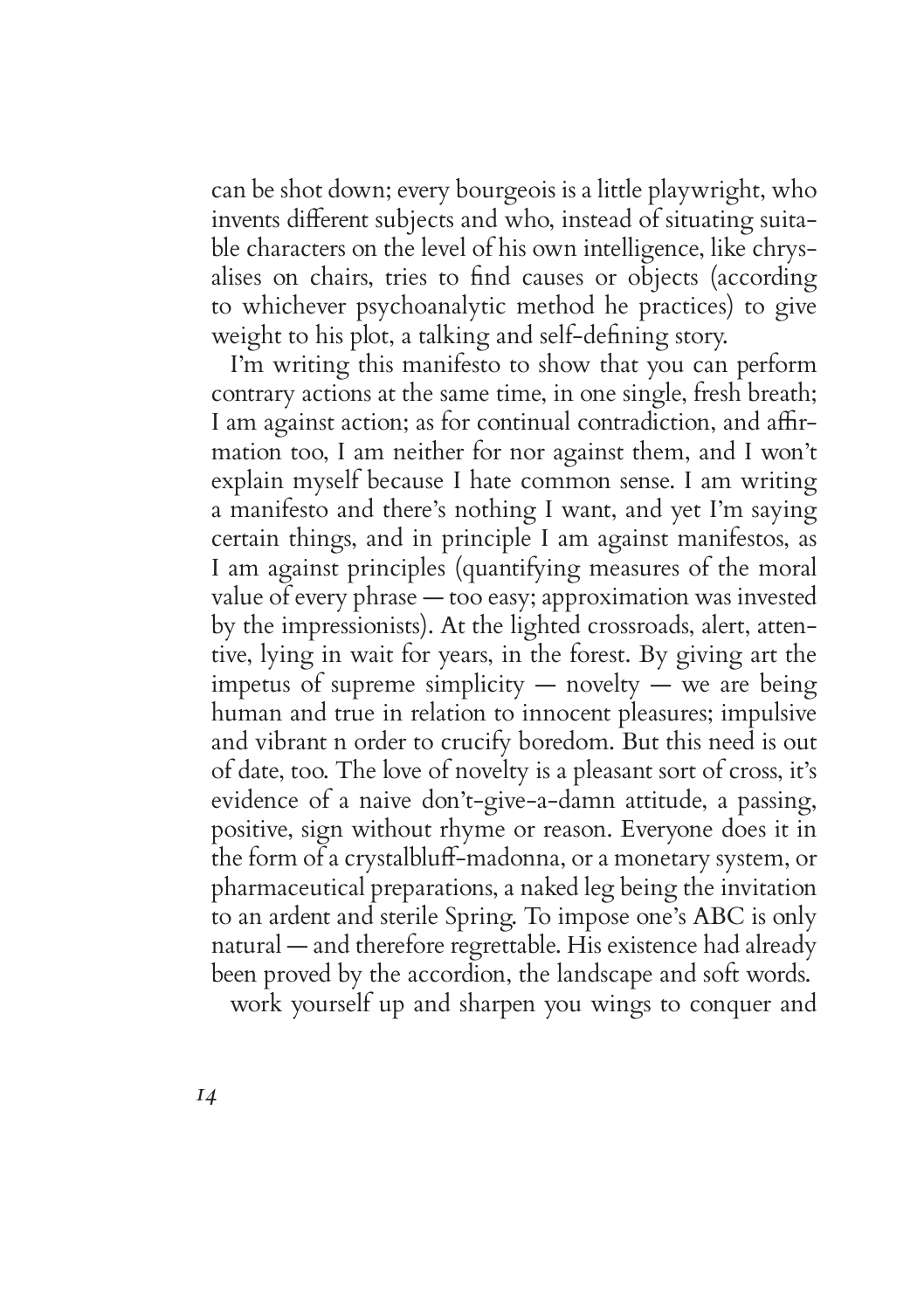can be shot down; every bourgeois is a little playwright, who invents different subjects and who, instead of situating suitable characters on the level of his own intelligence, like chrysalises on chairs, tries to find causes or objects (according to whichever psychoanalytic method he practices) to give weight to his plot, a talking and self-defining story.

I'm writing this manifesto to show that you can perform contrary actions at the same time, in one single, fresh breath; I am against action; as for continual contradiction, and affirmation too, I am neither for nor against them, and I won't explain myself because I hate common sense. I am writing a manifesto and there's nothing I want, and yet I'm saying certain things, and in principle I am against manifestos, as I am against principles (quantifying measures of the moral value of every phrase — too easy; approximation was invested by the impressionists). At the lighted crossroads, alert, attentive, lying in wait for years, in the forest. By giving art the impetus of supreme simplicity — novelty — we are being human and true in relation to innocent pleasures; impulsive and vibrant n order to crucify boredom. But this need is out of date, too. The love of novelty is a pleasant sort of cross, it's evidence of a naive don't-give-a-damn attitude, a passing, positive, sign without rhyme or reason. Everyone does it in the form of a crystalbluff-madonna, or a monetary system, or pharmaceutical preparations, a naked leg being the invitation to an ardent and sterile Spring. To impose one's ABC is only natural — and therefore regrettable. His existence had already been proved by the accordion, the landscape and soft words.

work yourself up and sharpen you wings to conquer and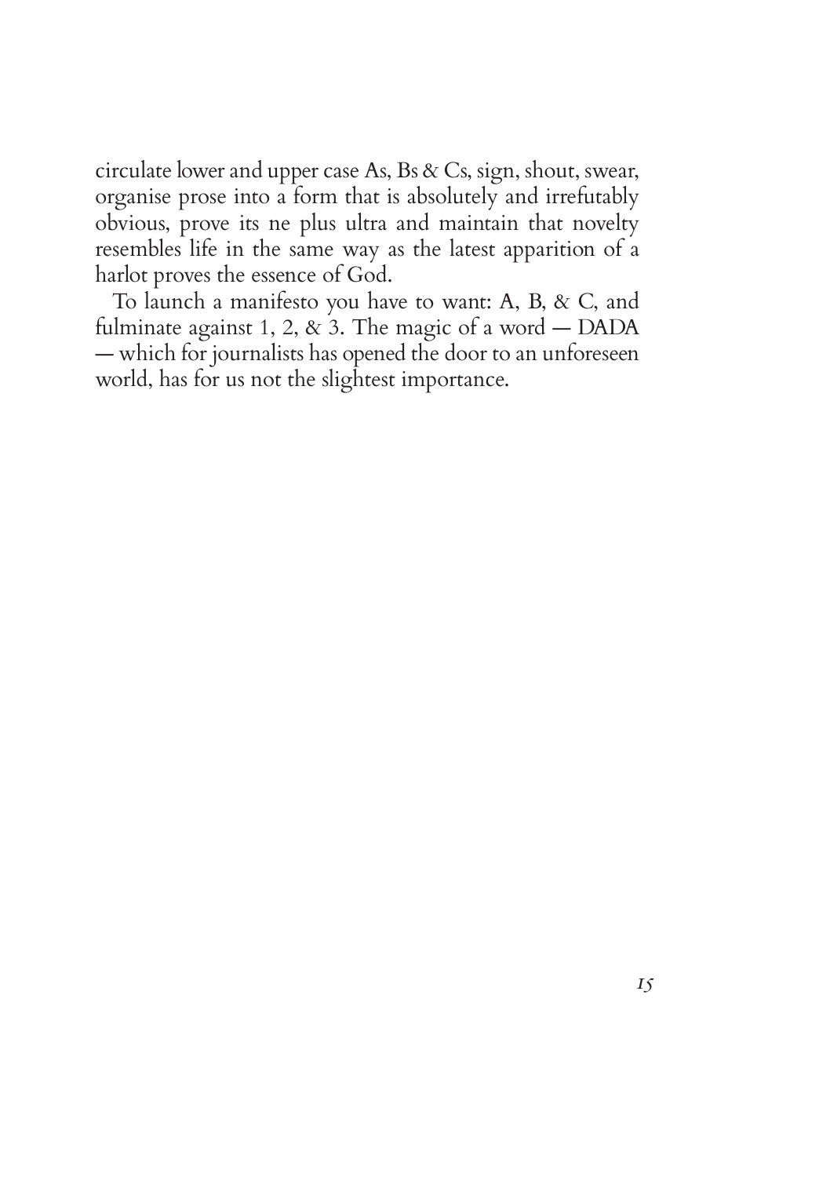circulate lower and upper case As, Bs & Cs, sign, shout, swear, organise prose into a form that is absolutely and irrefutably obvious, prove its ne plus ultra and maintain that novelty resembles life in the same way as the latest apparition of a harlot proves the essence of God.

To launch a manifesto you have to want: A, B, & C, and fulminate against 1, 2, & 3. The magic of a word — DADA — which for journalists has opened the door to an unforeseen world, has for us not the slightest importance.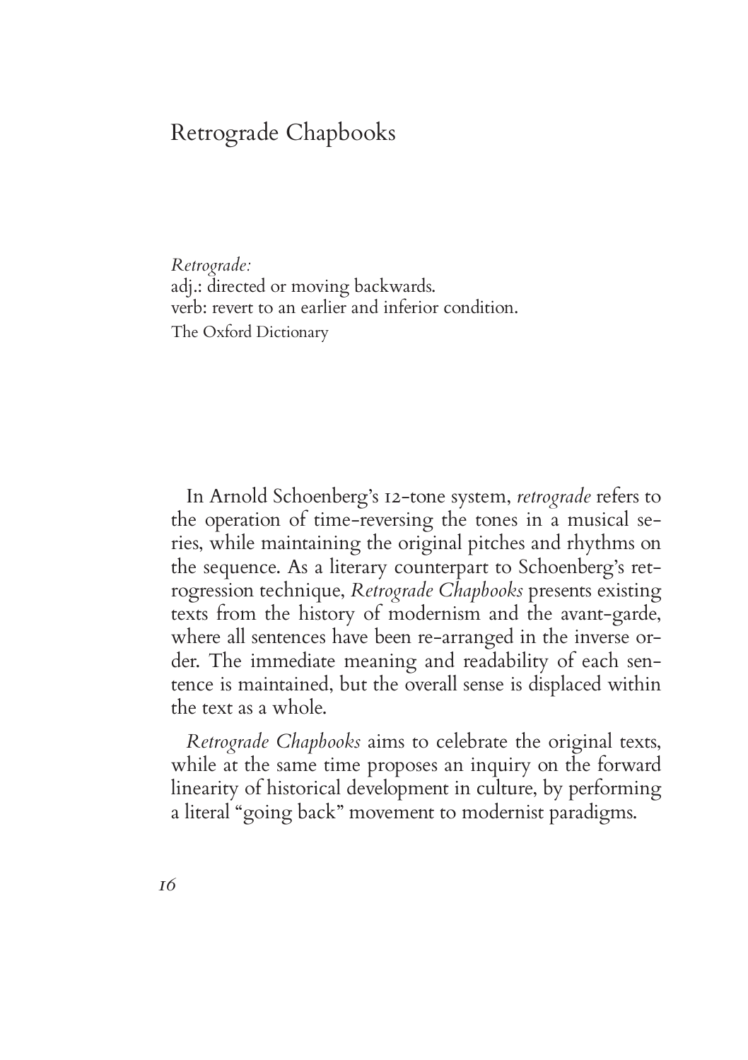# Retrograde Chapbooks

*Retrograde:*
adj.: directed or moving backwards.
verb: revert to an earlier and inferior condition.
The Oxford Dictionary

In Arnold Schoenberg's 12-tone system, *retrograde* refers to the operation of time-reversing the tones in a musical series, while maintaining the original pitches and rhythms on the sequence. As a literary counterpart to Schoenberg's retrogression technique, *Retrograde Chapbooks* presents existing texts from the history of modernism and the avant-garde, where all sentences have been re-arranged in the inverse order. The immediate meaning and readability of each sentence is maintained, but the overall sense is displaced within the text as a whole.

*Retrograde Chapbooks* aims to celebrate the original texts, while at the same time proposes an inquiry on the forward linearity of historical development in culture, by performing a literal "going back" movement to modernist paradigms.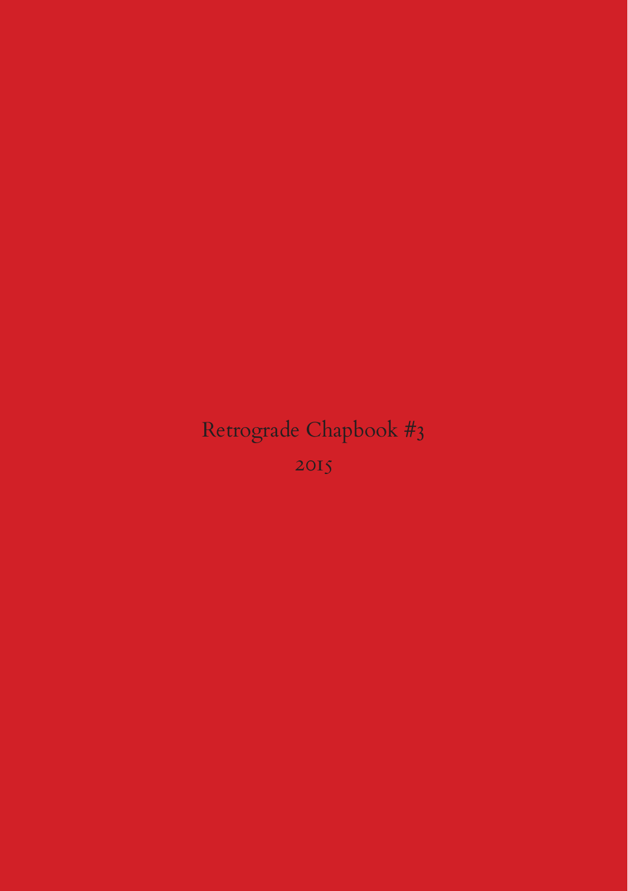Retrograde Chapbook #3

2015